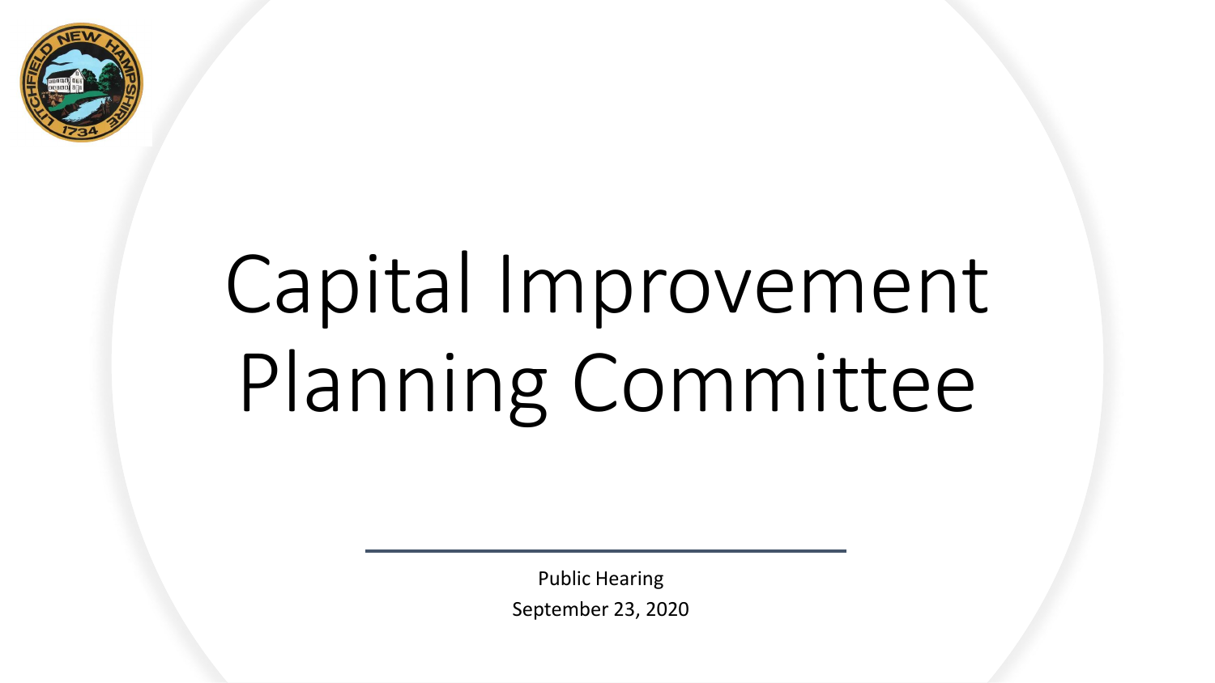# Capital Improvement Planning Committee

Public Hearing

September 23, 2020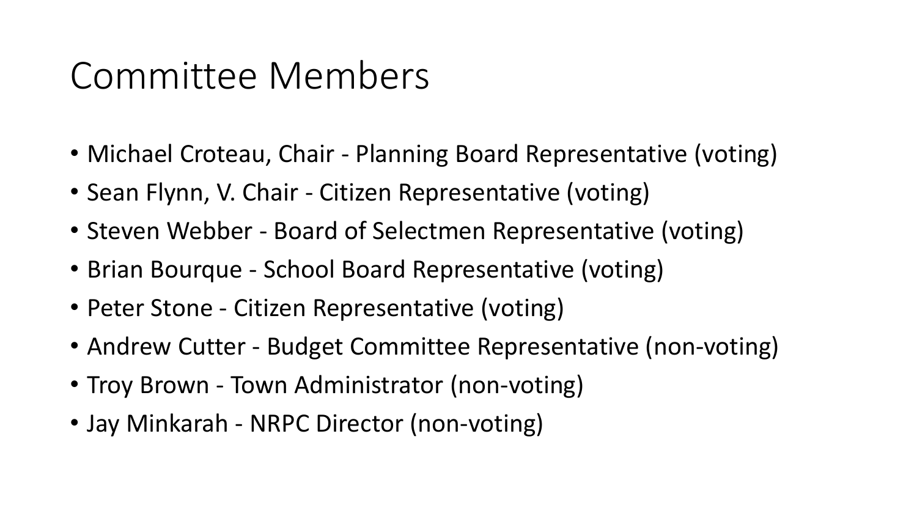# Committee Members

- Michael Croteau, Chair - Planning Board Representative (voting)
- Sean Flynn, V. Chair - Citizen Representative (voting)
- Steven Webber - Board of Selectmen Representative (voting)
- Brian Bourque - School Board Representative (voting)
- Peter Stone - Citizen Representative (voting)
- Andrew Cutter - Budget Committee Representative (non-voting)
- Troy Brown - Town Administrator (non-voting)
- Jay Minkarah - NRPC Director (non-voting)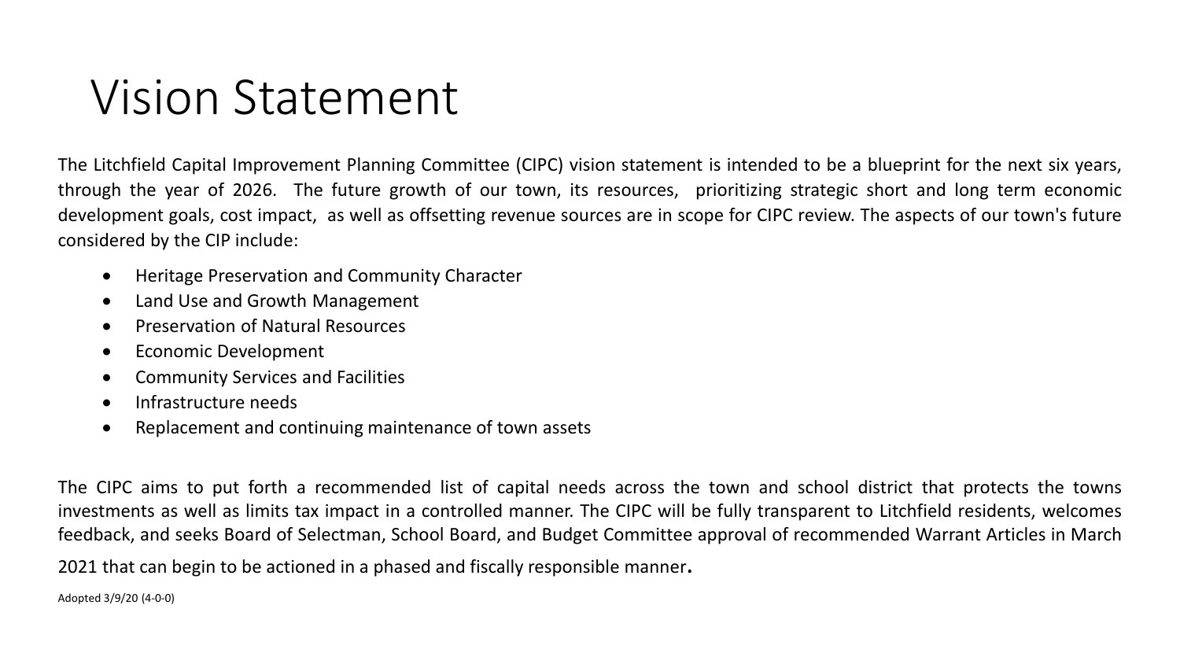# Vision Statement

The Litchfield Capital Improvement Planning Committee (CIPC) vision statement is intended to be a blueprint for the next six years, through the year of 2026. The future growth of our town, its resources, prioritizing strategic short and long term economic development goals, cost impact, as well as offsetting revenue sources are in scope for CIPC review. The aspects of our town's future considered by the CIP include:

- Heritage Preservation and Community Character
- Land Use and Growth Management
- Preservation of Natural Resources
- Economic Development
- Community Services and Facilities
- Infrastructure needs
- Replacement and continuing maintenance of town assets

The CIPC aims to put forth a recommended list of capital needs across the town and school district that protects the towns investments as well as limits tax impact in a controlled manner. The CIPC will be fully transparent to Litchfield residents, welcomes feedback, and seeks Board of Selectman, School Board, and Budget Committee approval of recommended Warrant Articles in March 2021 that can begin to be actioned in a phased and fiscally responsible manner.

Adopted 3/9/20 (4-0-0)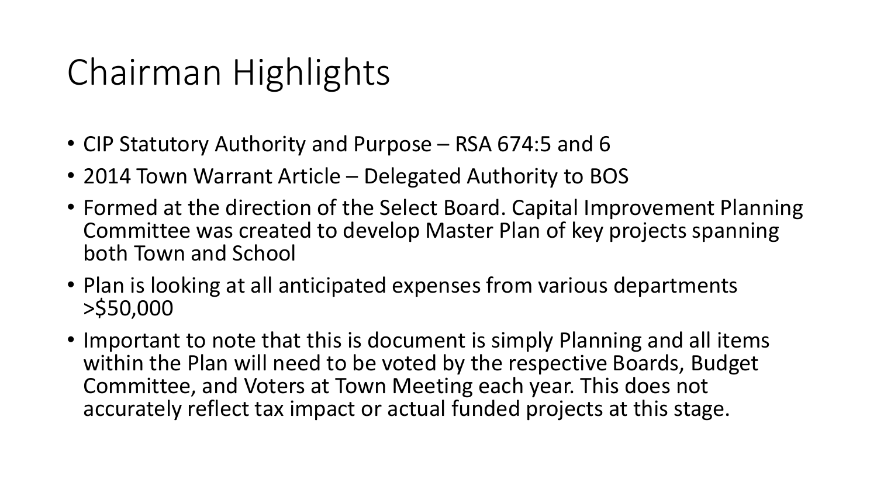# Chairman Highlights

- CIP Statutory Authority and Purpose – RSA 674:5 and 6
- 2014 Town Warrant Article – Delegated Authority to BOS
- Formed at the direction of the Select Board. Capital Improvement Planning Committee was created to develop Master Plan of key projects spanning both Town and School
- Plan is looking at all anticipated expenses from various departments >$50,000
- Important to note that this is document is simply Planning and all items within the Plan will need to be voted by the respective Boards, Budget Committee, and Voters at Town Meeting each year. This does not accurately reflect tax impact or actual funded projects at this stage.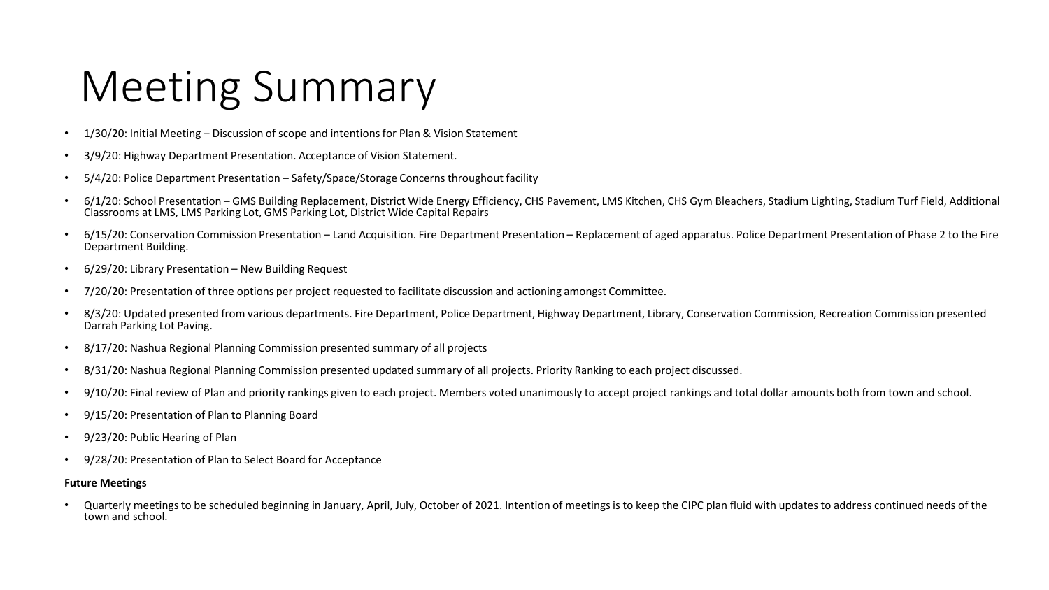# Meeting Summary

- 1/30/20: Initial Meeting – Discussion of scope and intentions for Plan & Vision Statement
- 3/9/20: Highway Department Presentation. Acceptance of Vision Statement.
- 5/4/20: Police Department Presentation – Safety/Space/Storage Concerns throughout facility
- 6/1/20: School Presentation – GMS Building Replacement, District Wide Energy Efficiency, CHS Pavement, LMS Kitchen, CHS Gym Bleachers, Stadium Lighting, Stadium Turf Field, Additional Classrooms at LMS, LMS Parking Lot, GMS Parking Lot, District Wide Capital Repairs
- 6/15/20: Conservation Commission Presentation – Land Acquisition. Fire Department Presentation – Replacement of aged apparatus. Police Department Presentation of Phase 2 to the Fire Department Building.
- 6/29/20: Library Presentation – New Building Request
- 7/20/20: Presentation of three options per project requested to facilitate discussion and actioning amongst Committee.
- 8/3/20: Updated presented from various departments. Fire Department, Police Department, Highway Department, Library, Conservation Commission, Recreation Commission presented Darrah Parking Lot Paving.
- 8/17/20: Nashua Regional Planning Commission presented summary of all projects
- 8/31/20: Nashua Regional Planning Commission presented updated summary of all projects. Priority Ranking to each project discussed.
- 9/10/20: Final review of Plan and priority rankings given to each project. Members voted unanimously to accept project rankings and total dollar amounts both from town and school.
- 9/15/20: Presentation of Plan to Planning Board
- 9/23/20: Public Hearing of Plan
- 9/28/20: Presentation of Plan to Select Board for Acceptance

**Future Meetings**

- Quarterly meetings to be scheduled beginning in January, April, July, October of 2021. Intention of meetings is to keep the CIPC plan fluid with updates to address continued needs of the town and school.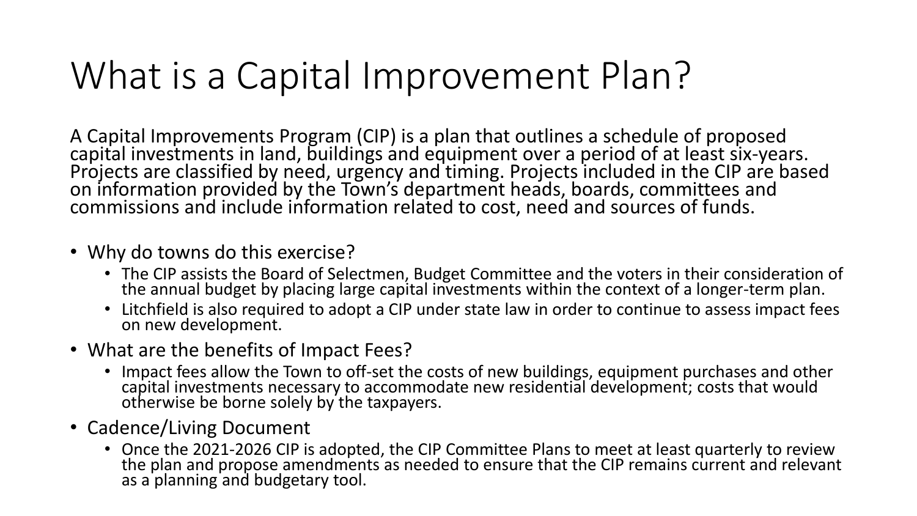# What is a Capital Improvement Plan?

A Capital Improvements Program (CIP) is a plan that outlines a schedule of proposed capital investments in land, buildings and equipment over a period of at least six-years. Projects are classified by need, urgency and timing. Projects included in the CIP are based on information provided by the Town's department heads, boards, committees and commissions and include information related to cost, need and sources of funds.

- Why do towns do this exercise?
  - The CIP assists the Board of Selectmen, Budget Committee and the voters in their consideration of the annual budget by placing large capital investments within the context of a longer-term plan.
  - Litchfield is also required to adopt a CIP under state law in order to continue to assess impact fees on new development.
- What are the benefits of Impact Fees?
  - Impact fees allow the Town to off-set the costs of new buildings, equipment purchases and other capital investments necessary to accommodate new residential development; costs that would otherwise be borne solely by the taxpayers.
- Cadence/Living Document
  - Once the 2021-2026 CIP is adopted, the CIP Committee Plans to meet at least quarterly to review the plan and propose amendments as needed to ensure that the CIP remains current and relevant as a planning and budgetary tool.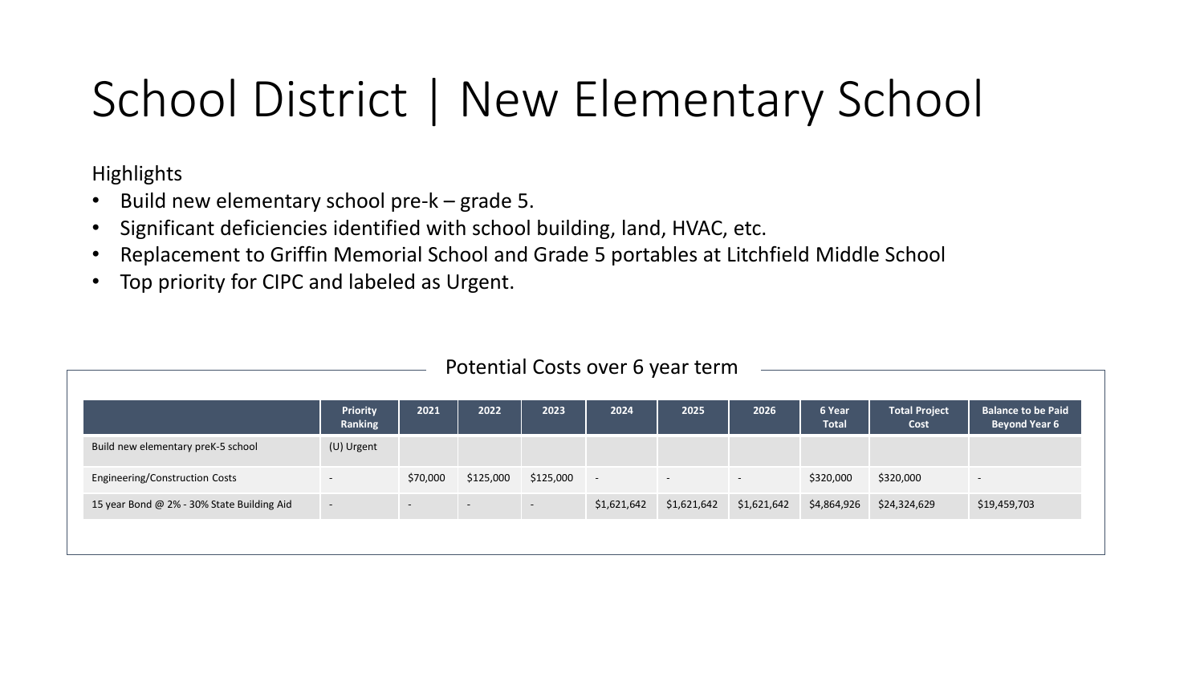# School District | New Elementary School

Highlights

- Build new elementary school pre-k – grade 5.
- Significant deficiencies identified with school building, land, HVAC, etc.
- Replacement to Griffin Memorial School and Grade 5 portables at Litchfield Middle School
- Top priority for CIPC and labeled as Urgent.

Potential Costs over 6 year term

| | Priority Ranking | 2021 | 2022 | 2023 | 2024 | 2025 | 2026 | 6 Year Total | Total Project Cost | Balance to be Paid Beyond Year 6 |
|---|---|---|---|---|---|---|---|---|---|---|
| Build new elementary preK-5 school | (U) Urgent | | | | | | | | | |
| Engineering/Construction Costs | - | $70,000 | $125,000 | $125,000 | - | - | - | $320,000 | $320,000 | - |
| 15 year Bond @ 2% - 30% State Building Aid | - | - | - | - | $1,621,642 | $1,621,642 | $1,621,642 | $4,864,926 | $24,324,629 | $19,459,703 |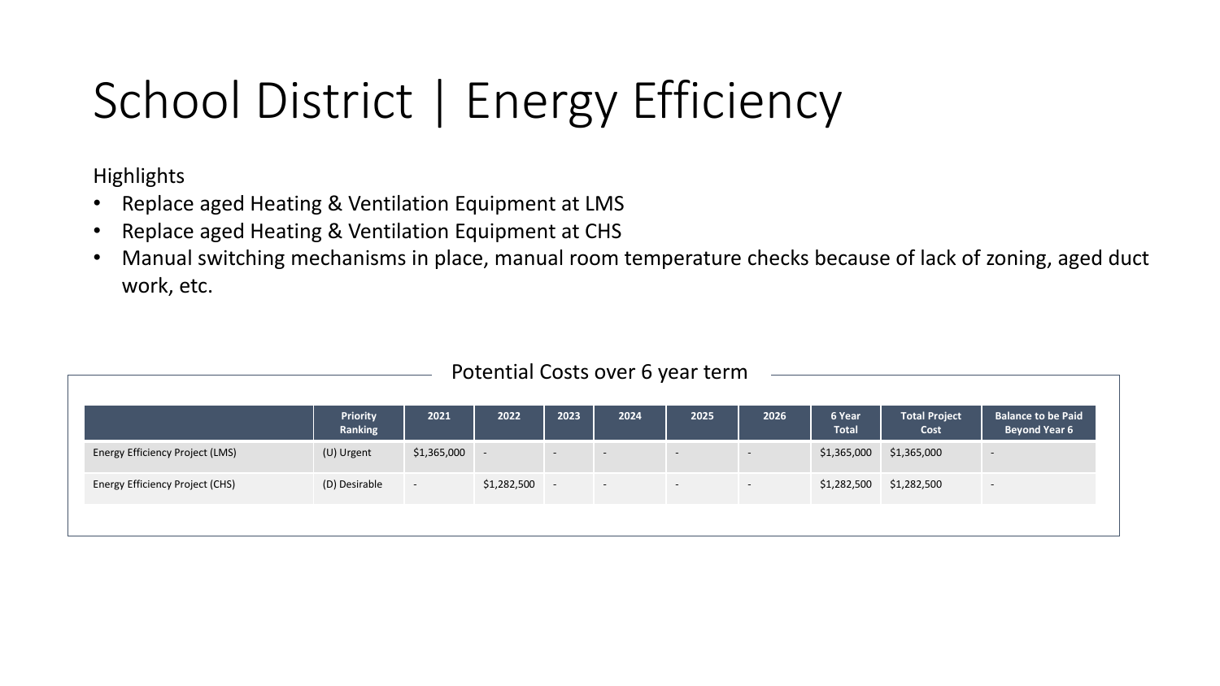# School District | Energy Efficiency

Highlights

- Replace aged Heating & Ventilation Equipment at LMS
- Replace aged Heating & Ventilation Equipment at CHS
- Manual switching mechanisms in place, manual room temperature checks because of lack of zoning, aged duct work, etc.

Potential Costs over 6 year term

| | Priority Ranking | 2021 | 2022 | 2023 | 2024 | 2025 | 2026 | 6 Year Total | Total Project Cost | Balance to be Paid Beyond Year 6 |
|---|---|---|---|---|---|---|---|---|---|---|
| Energy Efficiency Project (LMS) | (U) Urgent | $1,365,000 | - | - | - | - | - | $1,365,000 | $1,365,000 | - |
| Energy Efficiency Project (CHS) | (D) Desirable | - | $1,282,500 | - | - | - | - | $1,282,500 | $1,282,500 | - |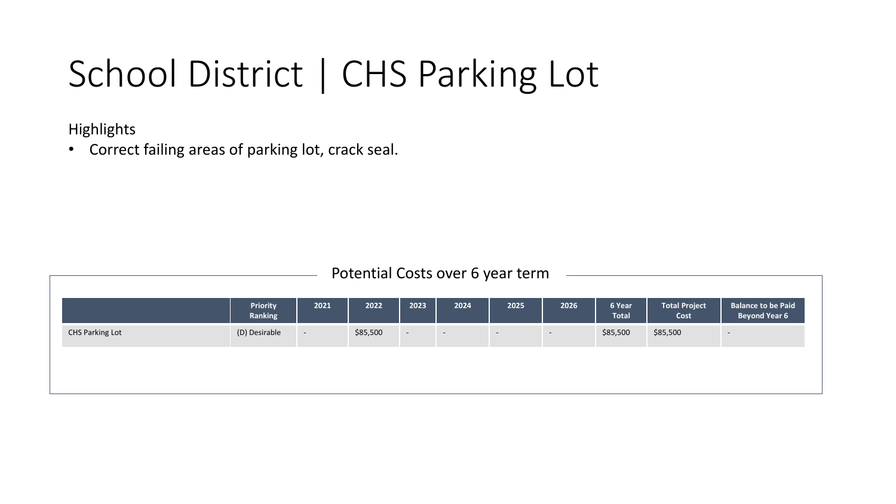# School District | CHS Parking Lot

Highlights

- Correct failing areas of parking lot, crack seal.

Potential Costs over 6 year term

| | Priority Ranking | 2021 | 2022 | 2023 | 2024 | 2025 | 2026 | 6 Year Total | Total Project Cost | Balance to be Paid Beyond Year 6 |
|---|---|---|---|---|---|---|---|---|---|---|
| CHS Parking Lot | (D) Desirable | - | $85,500 | - | - | - | - | $85,500 | $85,500 | - |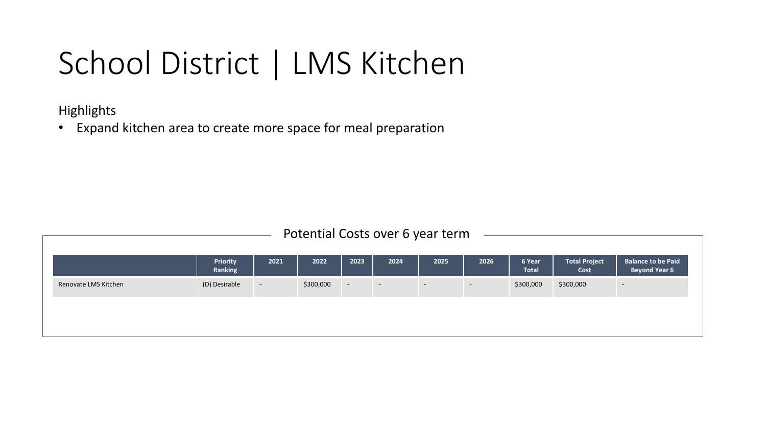# School District | LMS Kitchen

Highlights

- Expand kitchen area to create more space for meal preparation

Potential Costs over 6 year term

| | Priority Ranking | 2021 | 2022 | 2023 | 2024 | 2025 | 2026 | 6 Year Total | Total Project Cost | Balance to be Paid Beyond Year 6 |
|---|---|---|---|---|---|---|---|---|---|---|
| Renovate LMS Kitchen | (D) Desirable | - | $300,000 | - | - | - | - | $300,000 | $300,000 | - |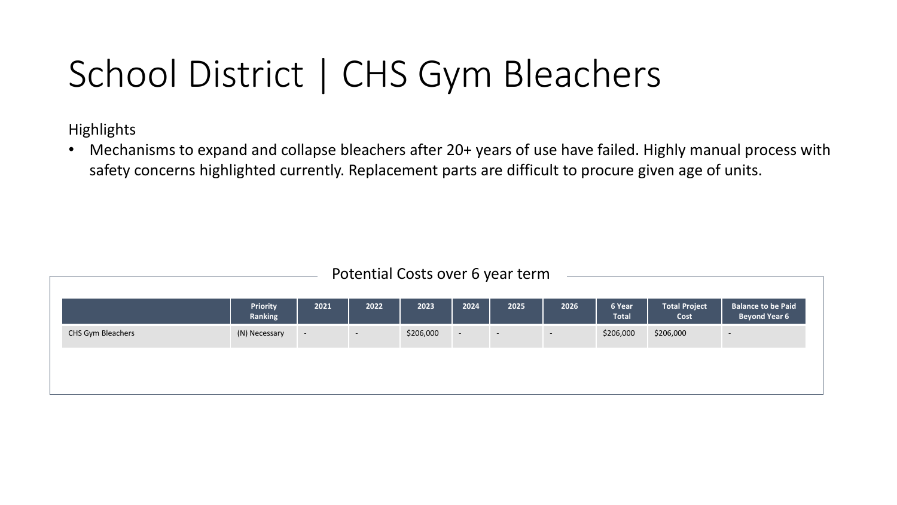# School District | CHS Gym Bleachers

Highlights

- Mechanisms to expand and collapse bleachers after 20+ years of use have failed. Highly manual process with safety concerns highlighted currently. Replacement parts are difficult to procure given age of units.

Potential Costs over 6 year term

| | Priority Ranking | 2021 | 2022 | 2023 | 2024 | 2025 | 2026 | 6 Year Total | Total Project Cost | Balance to be Paid Beyond Year 6 |
|---|---|---|---|---|---|---|---|---|---|---|
| CHS Gym Bleachers | (N) Necessary | - | - | $206,000 | - | - | - | $206,000 | $206,000 | - |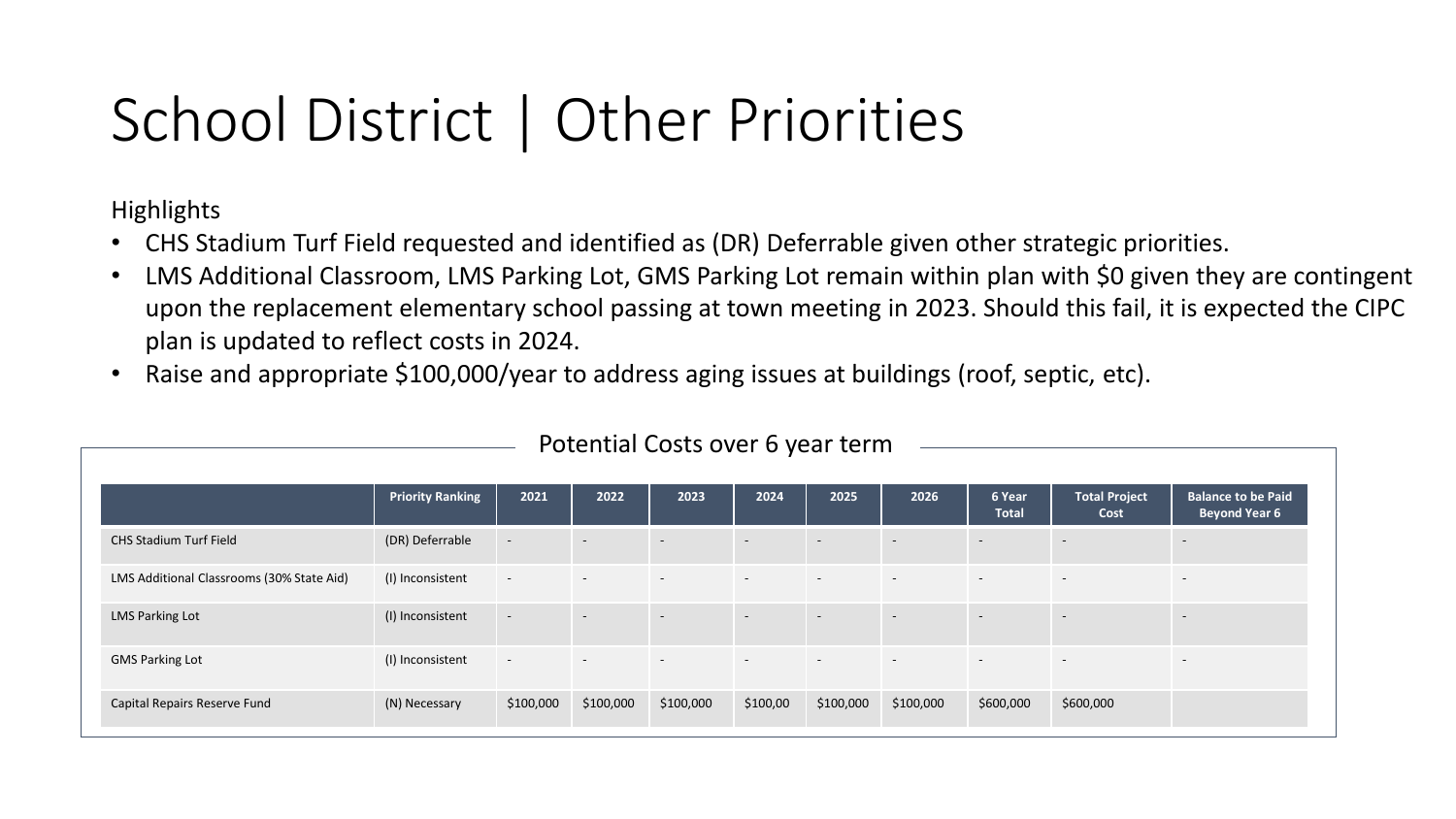# School District | Other Priorities

Highlights

- CHS Stadium Turf Field requested and identified as (DR) Deferrable given other strategic priorities.
- LMS Additional Classroom, LMS Parking Lot, GMS Parking Lot remain within plan with $0 given they are contingent upon the replacement elementary school passing at town meeting in 2023. Should this fail, it is expected the CIPC plan is updated to reflect costs in 2024.
- Raise and appropriate $100,000/year to address aging issues at buildings (roof, septic, etc).

Potential Costs over 6 year term

| | Priority Ranking | 2021 | 2022 | 2023 | 2024 | 2025 | 2026 | 6 Year Total | Total Project Cost | Balance to be Paid Beyond Year 6 |
|---|---|---|---|---|---|---|---|---|---|---|
| CHS Stadium Turf Field | (DR) Deferrable | - | - | - | - | - | - | - | - | - |
| LMS Additional Classrooms (30% State Aid) | (I) Inconsistent | - | - | - | - | - | - | - | - | - |
| LMS Parking Lot | (I) Inconsistent | - | - | - | - | - | - | - | - | - |
| GMS Parking Lot | (I) Inconsistent | - | - | - | - | - | - | - | - | - |
| Capital Repairs Reserve Fund | (N) Necessary | $100,000 | $100,000 | $100,000 | $100,00 | $100,000 | $100,000 | $600,000 | $600,000 | |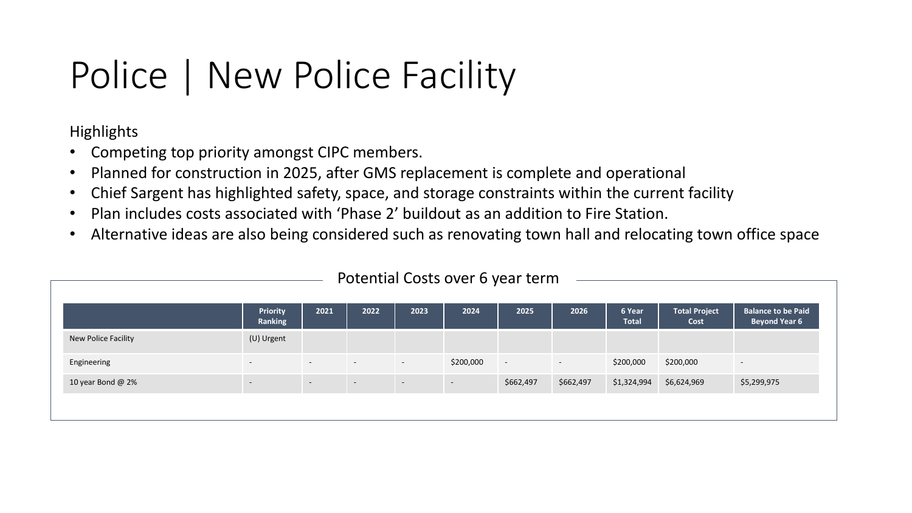# Police | New Police Facility

Highlights

- Competing top priority amongst CIPC members.
- Planned for construction in 2025, after GMS replacement is complete and operational
- Chief Sargent has highlighted safety, space, and storage constraints within the current facility
- Plan includes costs associated with 'Phase 2' buildout as an addition to Fire Station.
- Alternative ideas are also being considered such as renovating town hall and relocating town office space

Potential Costs over 6 year term

| | Priority Ranking | 2021 | 2022 | 2023 | 2024 | 2025 | 2026 | 6 Year Total | Total Project Cost | Balance to be Paid Beyond Year 6 |
|---|---|---|---|---|---|---|---|---|---|---|
| New Police Facility | (U) Urgent | | | | | | | | | |
| Engineering | - | - | - | - | $200,000 | - | - | $200,000 | $200,000 | - |
| 10 year Bond @ 2% | - | - | - | - | - | $662,497 | $662,497 | $1,324,994 | $6,624,969 | $5,299,975 |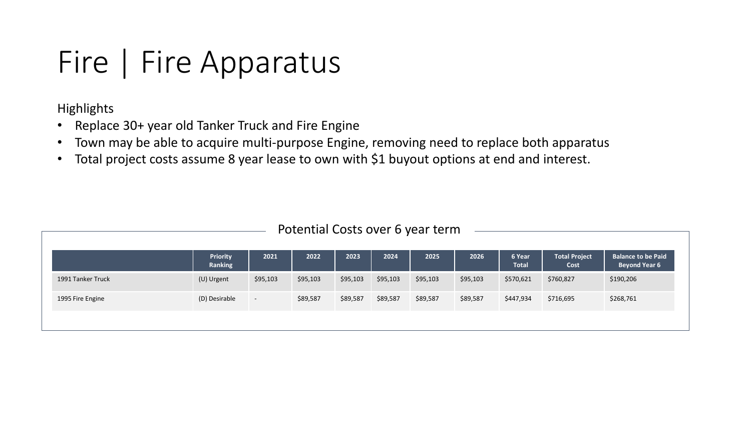# Fire | Fire Apparatus

Highlights

- Replace 30+ year old Tanker Truck and Fire Engine
- Town may be able to acquire multi-purpose Engine, removing need to replace both apparatus
- Total project costs assume 8 year lease to own with $1 buyout options at end and interest.

Potential Costs over 6 year term

| | Priority Ranking | 2021 | 2022 | 2023 | 2024 | 2025 | 2026 | 6 Year Total | Total Project Cost | Balance to be Paid Beyond Year 6 |
|---|---|---|---|---|---|---|---|---|---|---|
| 1991 Tanker Truck | (U) Urgent | $95,103 | $95,103 | $95,103 | $95,103 | $95,103 | $95,103 | $570,621 | $760,827 | $190,206 |
| 1995 Fire Engine | (D) Desirable | - | $89,587 | $89,587 | $89,587 | $89,587 | $89,587 | $447,934 | $716,695 | $268,761 |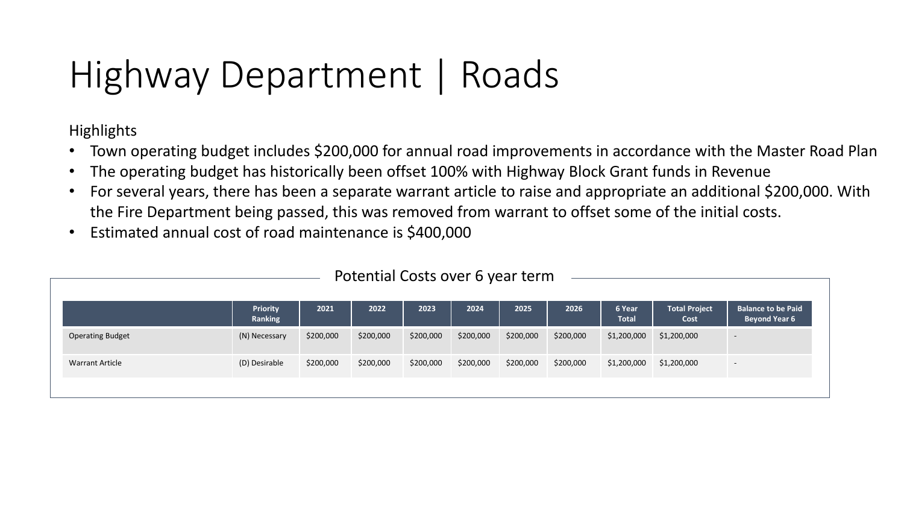# Highway Department | Roads

Highlights

- Town operating budget includes $200,000 for annual road improvements in accordance with the Master Road Plan
- The operating budget has historically been offset 100% with Highway Block Grant funds in Revenue
- For several years, there has been a separate warrant article to raise and appropriate an additional $200,000. With the Fire Department being passed, this was removed from warrant to offset some of the initial costs.
- Estimated annual cost of road maintenance is $400,000

Potential Costs over 6 year term

| | Priority Ranking | 2021 | 2022 | 2023 | 2024 | 2025 | 2026 | 6 Year Total | Total Project Cost | Balance to be Paid Beyond Year 6 |
|---|---|---|---|---|---|---|---|---|---|---|
| Operating Budget | (N) Necessary | $200,000 | $200,000 | $200,000 | $200,000 | $200,000 | $200,000 | $1,200,000 | $1,200,000 | - |
| Warrant Article | (D) Desirable | $200,000 | $200,000 | $200,000 | $200,000 | $200,000 | $200,000 | $1,200,000 | $1,200,000 | - |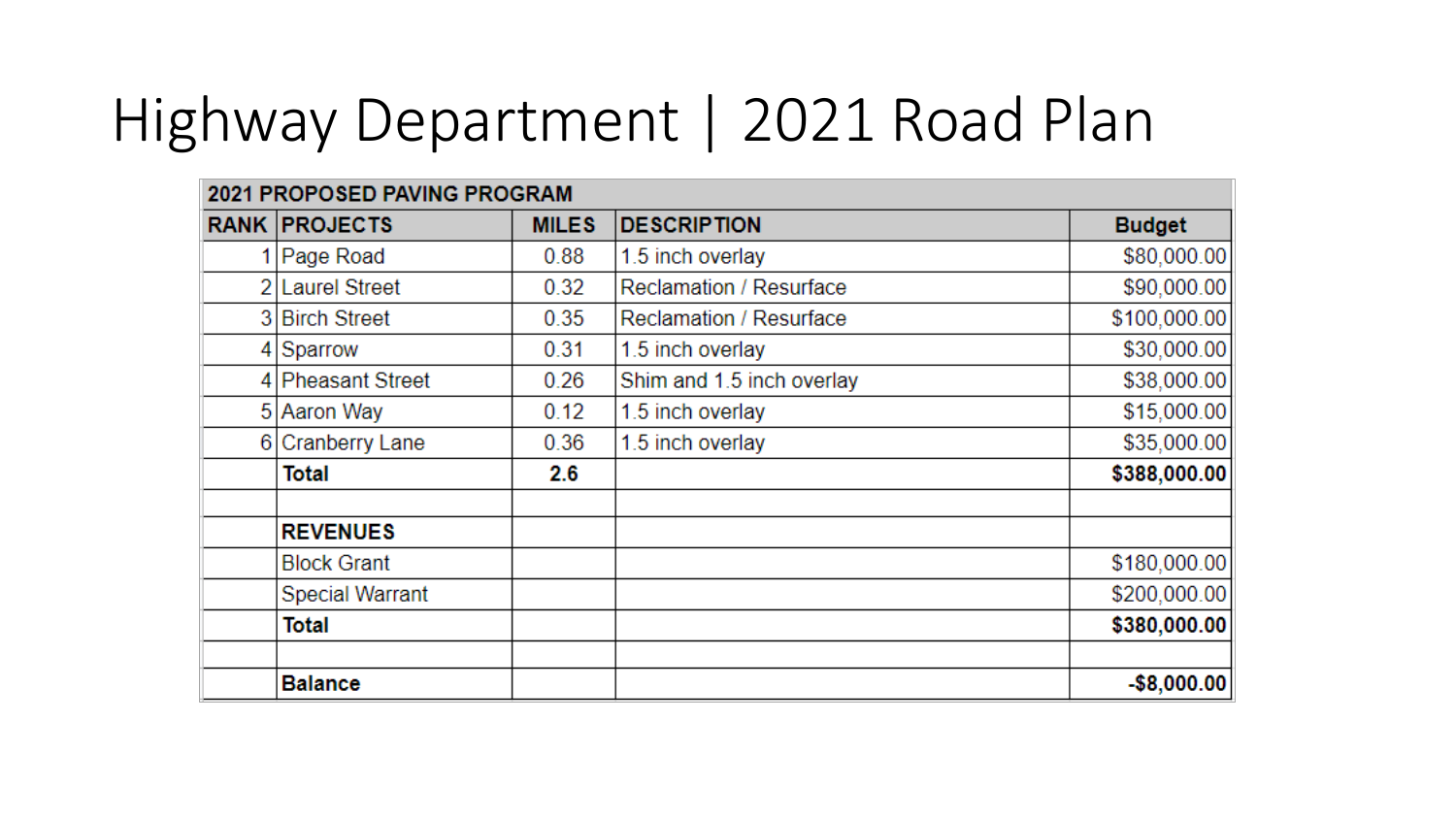# Highway Department | 2021 Road Plan

| 2021 PROPOSED PAVING PROGRAM | | | | |
|---|---|---|---|---|
| **RANK** | **PROJECTS** | **MILES** | **DESCRIPTION** | **Budget** |
| 1 | Page Road | 0.88 | 1.5 inch overlay | $80,000.00 |
| 2 | Laurel Street | 0.32 | Reclamation / Resurface | $90,000.00 |
| 3 | Birch Street | 0.35 | Reclamation / Resurface | $100,000.00 |
| 4 | Sparrow | 0.31 | 1.5 inch overlay | $30,000.00 |
| 4 | Pheasant Street | 0.26 | Shim and 1.5 inch overlay | $38,000.00 |
| 5 | Aaron Way | 0.12 | 1.5 inch overlay | $15,000.00 |
| 6 | Cranberry Lane | 0.36 | 1.5 inch overlay | $35,000.00 |
| | **Total** | **2.6** | | **$388,000.00** |
| | | | | |
| | **REVENUES** | | | |
| | Block Grant | | | $180,000.00 |
| | Special Warrant | | | $200,000.00 |
| | **Total** | | | **$380,000.00** |
| | | | | |
| | **Balance** | | | **-$8,000.00** |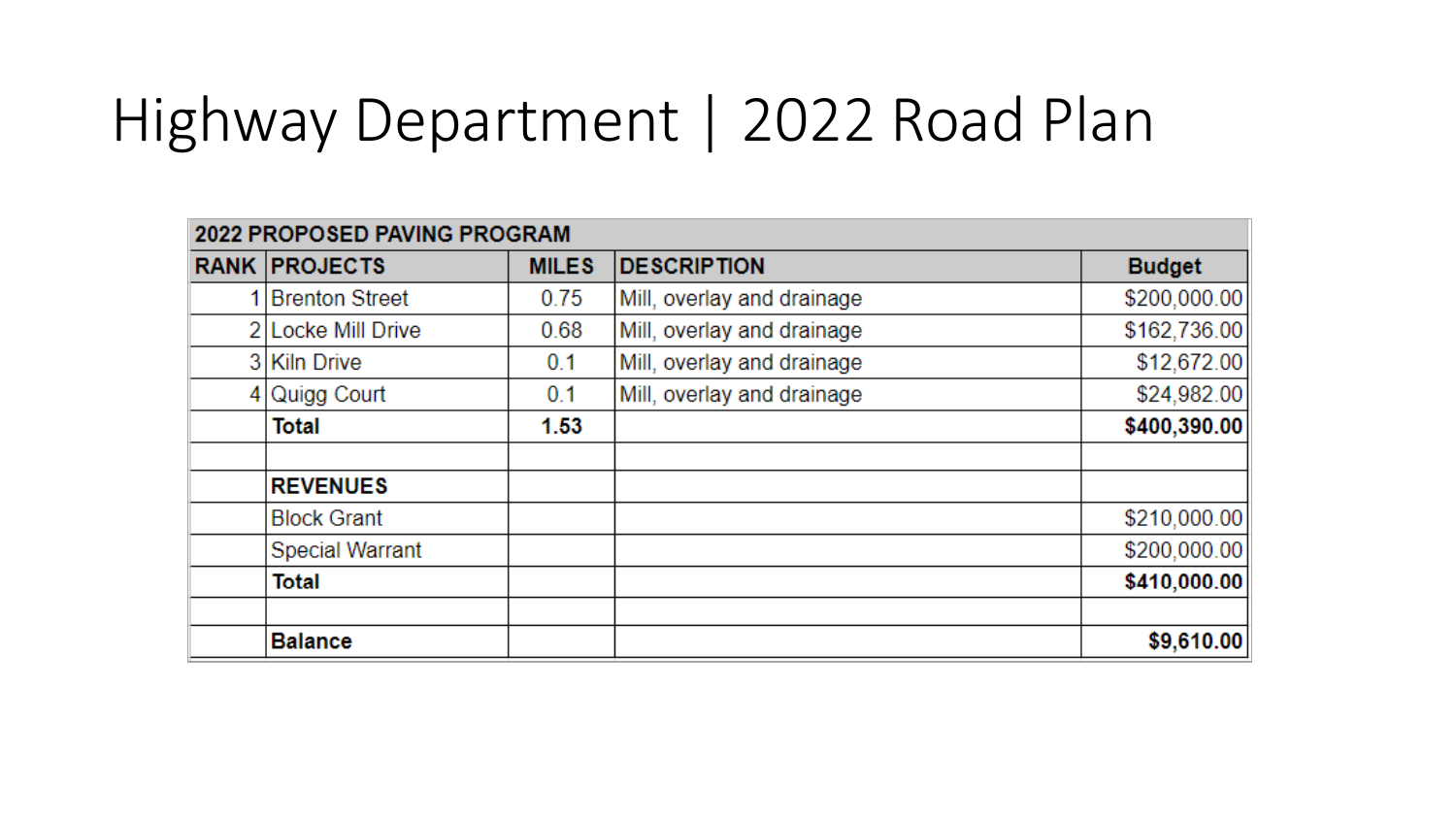# Highway Department | 2022 Road Plan

| 2022 PROPOSED PAVING PROGRAM | | | | |
|---|---|---|---|---|
| **RANK** | **PROJECTS** | **MILES** | **DESCRIPTION** | **Budget** |
| 1 | Brenton Street | 0.75 | Mill, overlay and drainage | $200,000.00 |
| 2 | Locke Mill Drive | 0.68 | Mill, overlay and drainage | $162,736.00 |
| 3 | Kiln Drive | 0.1 | Mill, overlay and drainage | $12,672.00 |
| 4 | Quigg Court | 0.1 | Mill, overlay and drainage | $24,982.00 |
| | **Total** | **1.53** | | **$400,390.00** |
| | | | | |
| | **REVENUES** | | | |
| | Block Grant | | | $210,000.00 |
| | Special Warrant | | | $200,000.00 |
| | **Total** | | | **$410,000.00** |
| | | | | |
| | **Balance** | | | **$9,610.00** |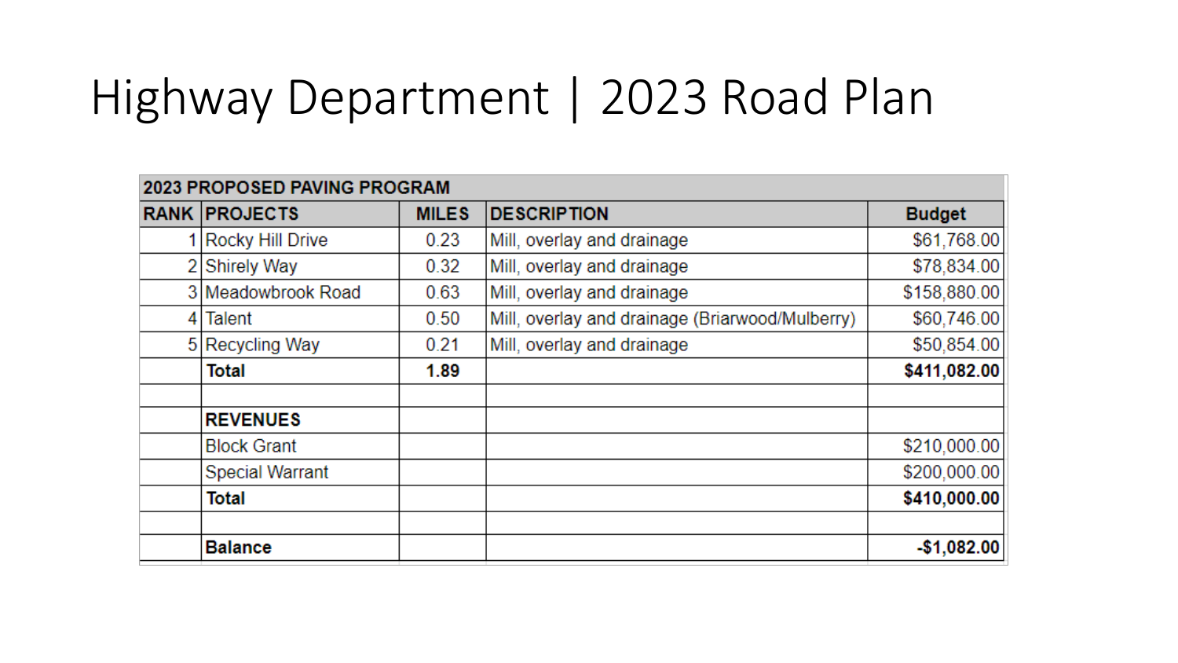# Highway Department | 2023 Road Plan

| 2023 PROPOSED PAVING PROGRAM | | | | |
|---|---|---|---|---|
| **RANK** | **PROJECTS** | **MILES** | **DESCRIPTION** | **Budget** |
| 1 | Rocky Hill Drive | 0.23 | Mill, overlay and drainage | $61,768.00 |
| 2 | Shirely Way | 0.32 | Mill, overlay and drainage | $78,834.00 |
| 3 | Meadowbrook Road | 0.63 | Mill, overlay and drainage | $158,880.00 |
| 4 | Talent | 0.50 | Mill, overlay and drainage (Briarwood/Mulberry) | $60,746.00 |
| 5 | Recycling Way | 0.21 | Mill, overlay and drainage | $50,854.00 |
| | **Total** | **1.89** | | **$411,082.00** |
| | | | | |
| | **REVENUES** | | | |
| | Block Grant | | | $210,000.00 |
| | Special Warrant | | | $200,000.00 |
| | **Total** | | | **$410,000.00** |
| | | | | |
| | **Balance** | | | **-$1,082.00** |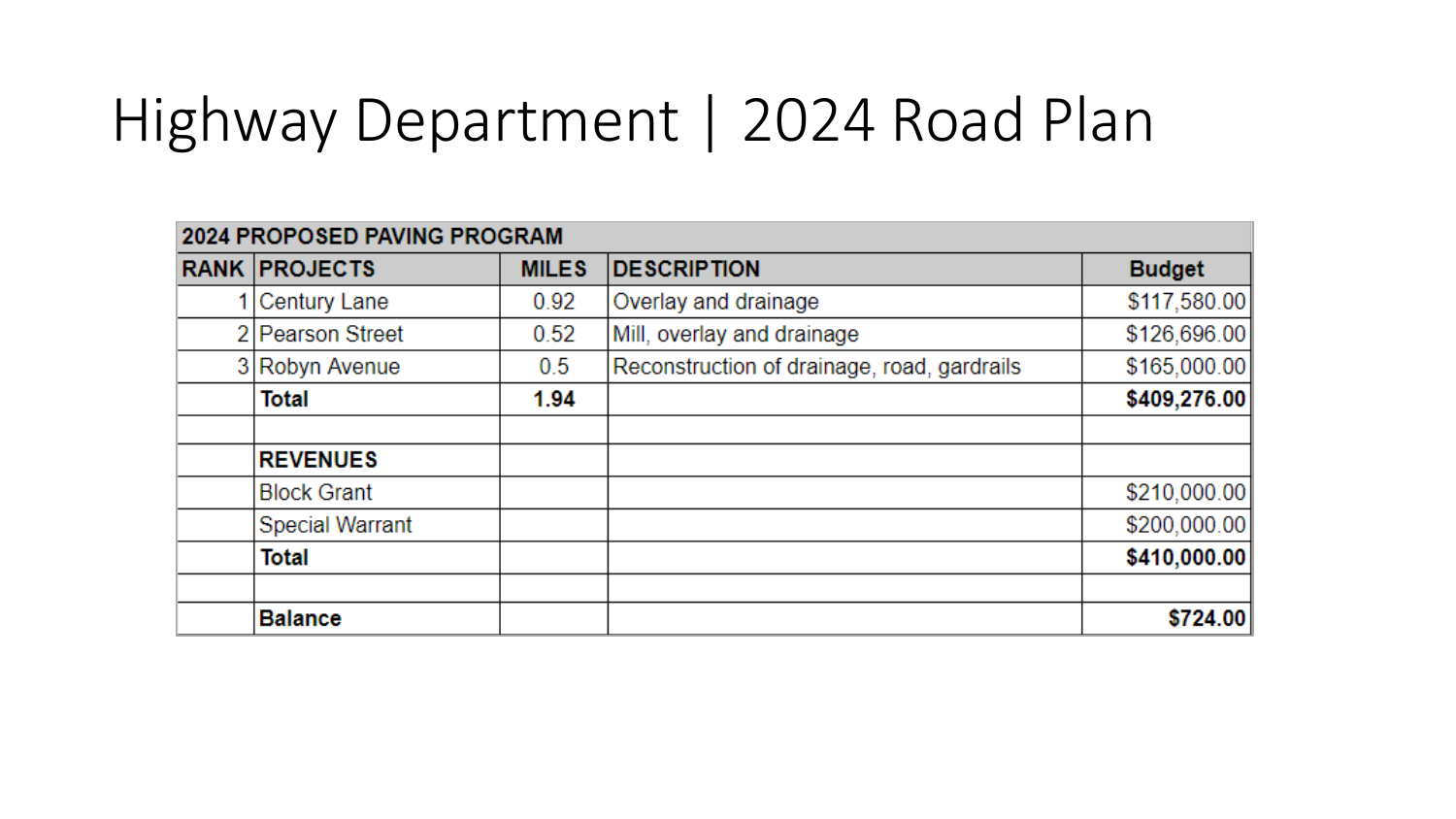# Highway Department | 2024 Road Plan

| 2024 PROPOSED PAVING PROGRAM | | | | |
|---|---|---|---|---|
| **RANK** | **PROJECTS** | **MILES** | **DESCRIPTION** | **Budget** |
| 1 | Century Lane | 0.92 | Overlay and drainage | $117,580.00 |
| 2 | Pearson Street | 0.52 | Mill, overlay and drainage | $126,696.00 |
| 3 | Robyn Avenue | 0.5 | Reconstruction of drainage, road, gardrails | $165,000.00 |
| | **Total** | **1.94** | | **$409,276.00** |
| | | | | |
| | **REVENUES** | | | |
| | Block Grant | | | $210,000.00 |
| | Special Warrant | | | $200,000.00 |
| | **Total** | | | **$410,000.00** |
| | | | | |
| | **Balance** | | | **$724.00** |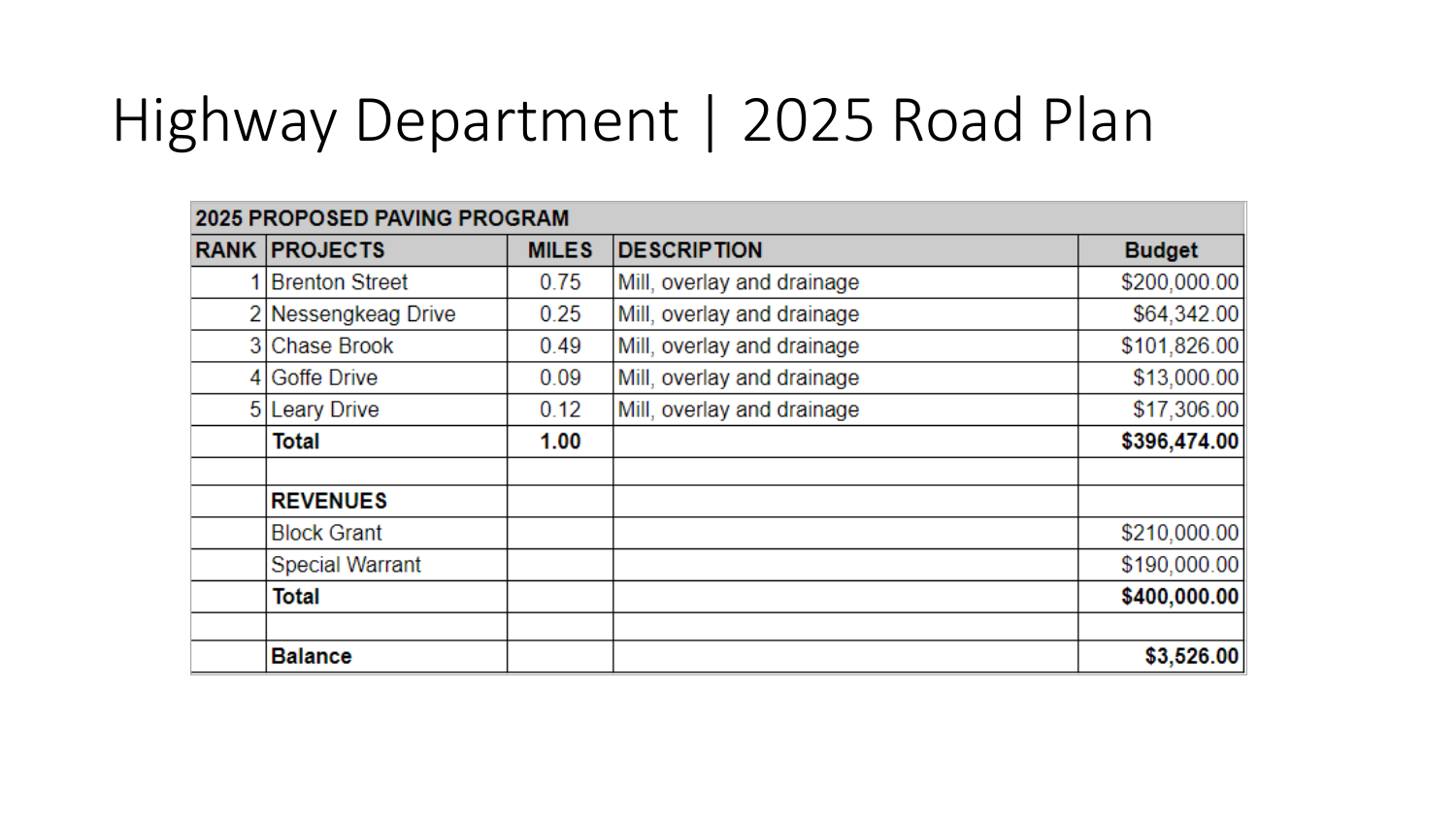# Highway Department | 2025 Road Plan

| 2025 PROPOSED PAVING PROGRAM | | | | |
|---|---|---|---|---|
| **RANK** | **PROJECTS** | **MILES** | **DESCRIPTION** | **Budget** |
| 1 | Brenton Street | 0.75 | Mill, overlay and drainage | $200,000.00 |
| 2 | Nessengkeag Drive | 0.25 | Mill, overlay and drainage | $64,342.00 |
| 3 | Chase Brook | 0.49 | Mill, overlay and drainage | $101,826.00 |
| 4 | Goffe Drive | 0.09 | Mill, overlay and drainage | $13,000.00 |
| 5 | Leary Drive | 0.12 | Mill, overlay and drainage | $17,306.00 |
| | **Total** | **1.00** | | **$396,474.00** |
| | | | | |
| | **REVENUES** | | | |
| | Block Grant | | | $210,000.00 |
| | Special Warrant | | | $190,000.00 |
| | **Total** | | | **$400,000.00** |
| | | | | |
| | **Balance** | | | **$3,526.00** |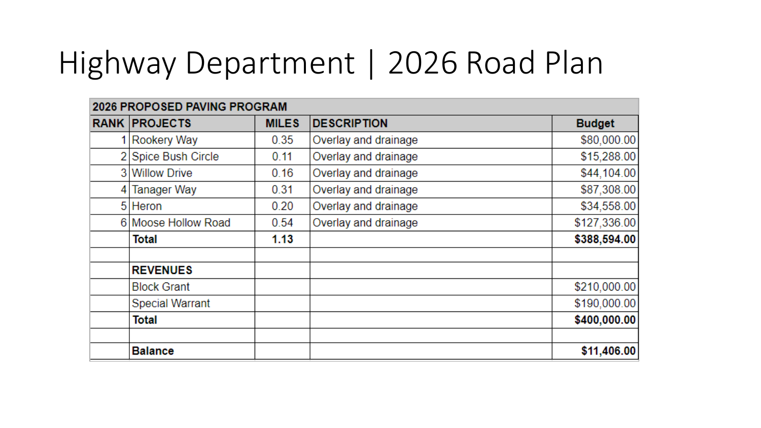# Highway Department | 2026 Road Plan

| 2026 PROPOSED PAVING PROGRAM | | | | |
|---|---|---|---|---|
| **RANK** | **PROJECTS** | **MILES** | **DESCRIPTION** | **Budget** |
| 1 | Rookery Way | 0.35 | Overlay and drainage | $80,000.00 |
| 2 | Spice Bush Circle | 0.11 | Overlay and drainage | $15,288.00 |
| 3 | Willow Drive | 0.16 | Overlay and drainage | $44,104.00 |
| 4 | Tanager Way | 0.31 | Overlay and drainage | $87,308.00 |
| 5 | Heron | 0.20 | Overlay and drainage | $34,558.00 |
| 6 | Moose Hollow Road | 0.54 | Overlay and drainage | $127,336.00 |
| | **Total** | **1.13** | | **$388,594.00** |
| | | | | |
| | **REVENUES** | | | |
| | Block Grant | | | $210,000.00 |
| | Special Warrant | | | $190,000.00 |
| | **Total** | | | **$400,000.00** |
| | | | | |
| | **Balance** | | | **$11,406.00** |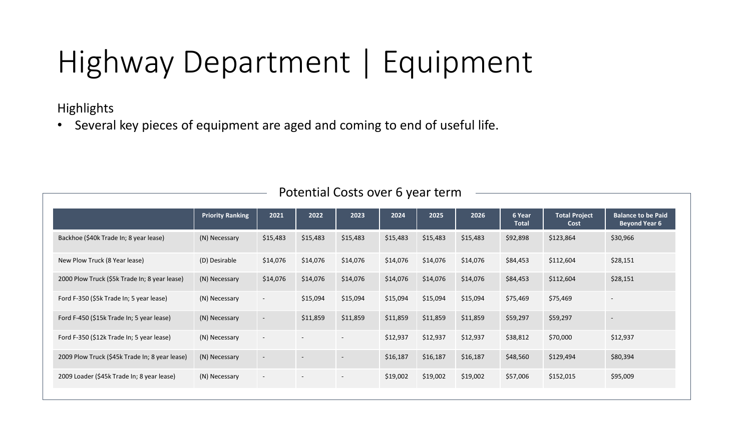# Highway Department | Equipment

Highlights

- Several key pieces of equipment are aged and coming to end of useful life.

Potential Costs over 6 year term

| | Priority Ranking | 2021 | 2022 | 2023 | 2024 | 2025 | 2026 | 6 Year Total | Total Project Cost | Balance to be Paid Beyond Year 6 |
|---|---|---|---|---|---|---|---|---|---|---|
| Backhoe ($40k Trade In; 8 year lease) | (N) Necessary | $15,483 | $15,483 | $15,483 | $15,483 | $15,483 | $15,483 | $92,898 | $123,864 | $30,966 |
| New Plow Truck (8 Year lease) | (D) Desirable | $14,076 | $14,076 | $14,076 | $14,076 | $14,076 | $14,076 | $84,453 | $112,604 | $28,151 |
| 2000 Plow Truck ($5k Trade In; 8 year lease) | (N) Necessary | $14,076 | $14,076 | $14,076 | $14,076 | $14,076 | $14,076 | $84,453 | $112,604 | $28,151 |
| Ford F-350 ($5k Trade In; 5 year lease) | (N) Necessary | - | $15,094 | $15,094 | $15,094 | $15,094 | $15,094 | $75,469 | $75,469 | - |
| Ford F-450 ($15k Trade In; 5 year lease) | (N) Necessary | - | $11,859 | $11,859 | $11,859 | $11,859 | $11,859 | $59,297 | $59,297 | - |
| Ford F-350 ($12k Trade In; 5 year lease) | (N) Necessary | - | - | - | $12,937 | $12,937 | $12,937 | $38,812 | $70,000 | $12,937 |
| 2009 Plow Truck ($45k Trade In; 8 year lease) | (N) Necessary | - | - | - | $16,187 | $16,187 | $16,187 | $48,560 | $129,494 | $80,394 |
| 2009 Loader ($45k Trade In; 8 year lease) | (N) Necessary | - | - | - | $19,002 | $19,002 | $19,002 | $57,006 | $152,015 | $95,009 |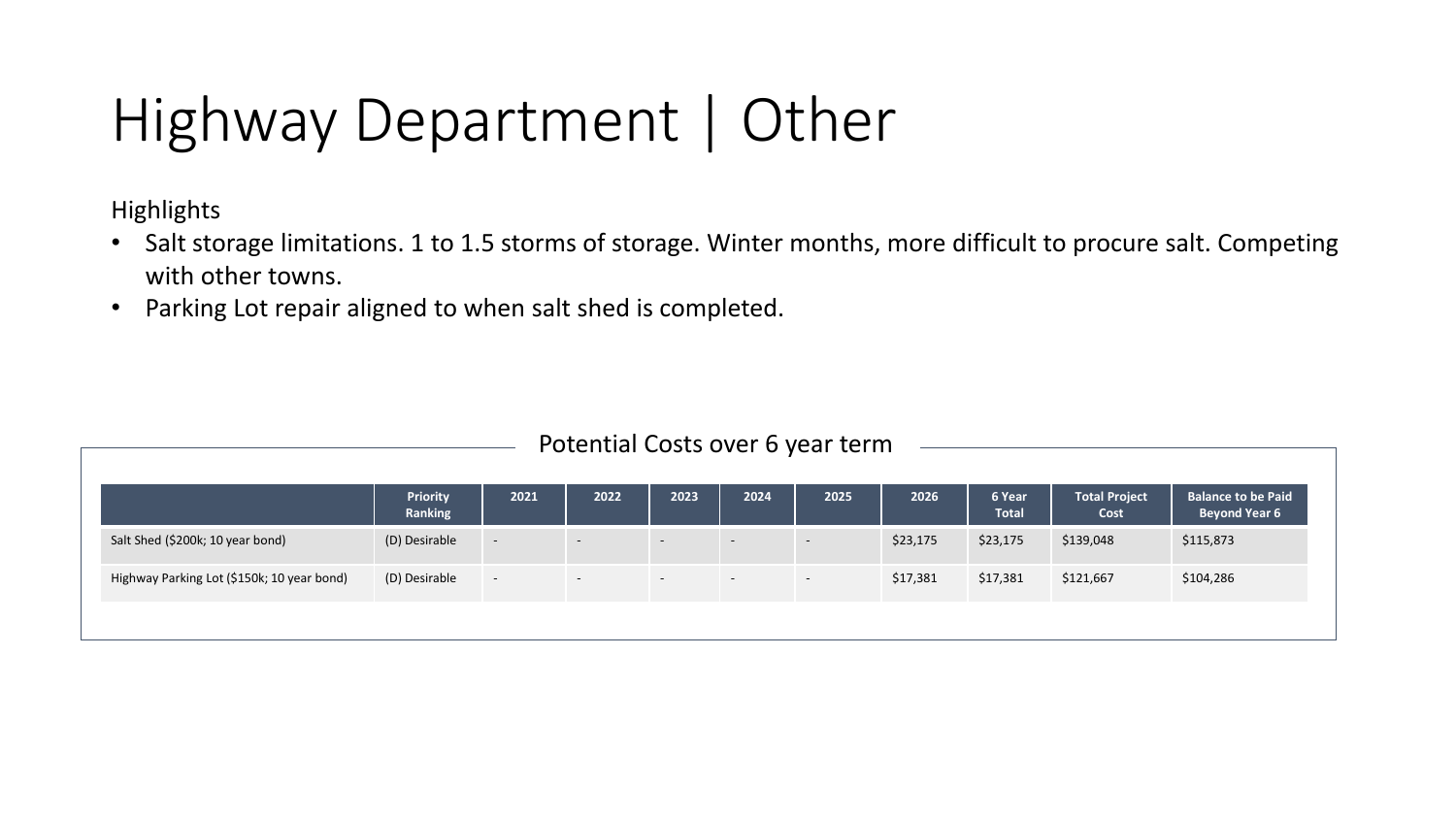# Highway Department | Other

Highlights

- Salt storage limitations. 1 to 1.5 storms of storage. Winter months, more difficult to procure salt. Competing with other towns.
- Parking Lot repair aligned to when salt shed is completed.

Potential Costs over 6 year term

| | Priority Ranking | 2021 | 2022 | 2023 | 2024 | 2025 | 2026 | 6 Year Total | Total Project Cost | Balance to be Paid Beyond Year 6 |
|---|---|---|---|---|---|---|---|---|---|---|
| Salt Shed ($200k; 10 year bond) | (D) Desirable | - | - | - | - | - | $23,175 | $23,175 | $139,048 | $115,873 |
| Highway Parking Lot ($150k; 10 year bond) | (D) Desirable | - | - | - | - | - | $17,381 | $17,381 | $121,667 | $104,286 |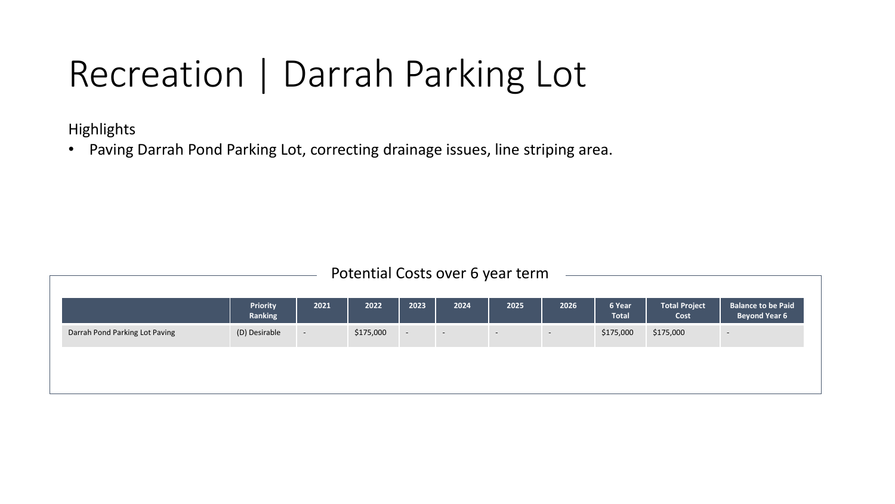# Recreation | Darrah Parking Lot

Highlights

- Paving Darrah Pond Parking Lot, correcting drainage issues, line striping area.

Potential Costs over 6 year term

| | Priority Ranking | 2021 | 2022 | 2023 | 2024 | 2025 | 2026 | 6 Year Total | Total Project Cost | Balance to be Paid Beyond Year 6 |
|---|---|---|---|---|---|---|---|---|---|---|
| Darrah Pond Parking Lot Paving | (D) Desirable | - | $175,000 | - | - | - | - | $175,000 | $175,000 | - |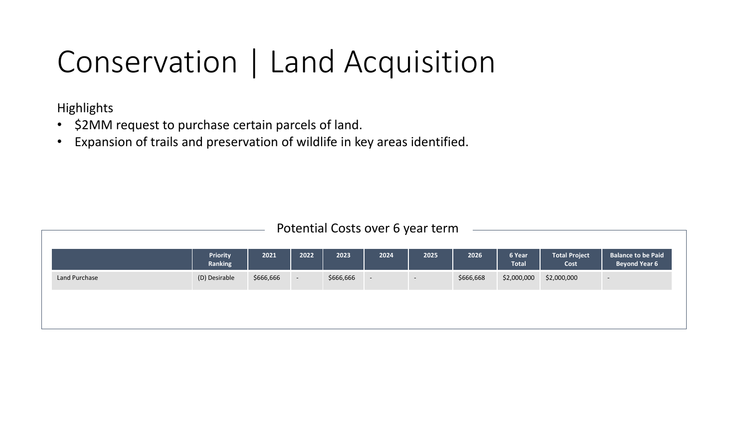# Conservation | Land Acquisition

Highlights

- $2MM request to purchase certain parcels of land.
- Expansion of trails and preservation of wildlife in key areas identified.

Potential Costs over 6 year term

| | Priority Ranking | 2021 | 2022 | 2023 | 2024 | 2025 | 2026 | 6 Year Total | Total Project Cost | Balance to be Paid Beyond Year 6 |
|---|---|---|---|---|---|---|---|---|---|---|
| Land Purchase | (D) Desirable | $666,666 | - | $666,666 | - | - | $666,668 | $2,000,000 | $2,000,000 | - |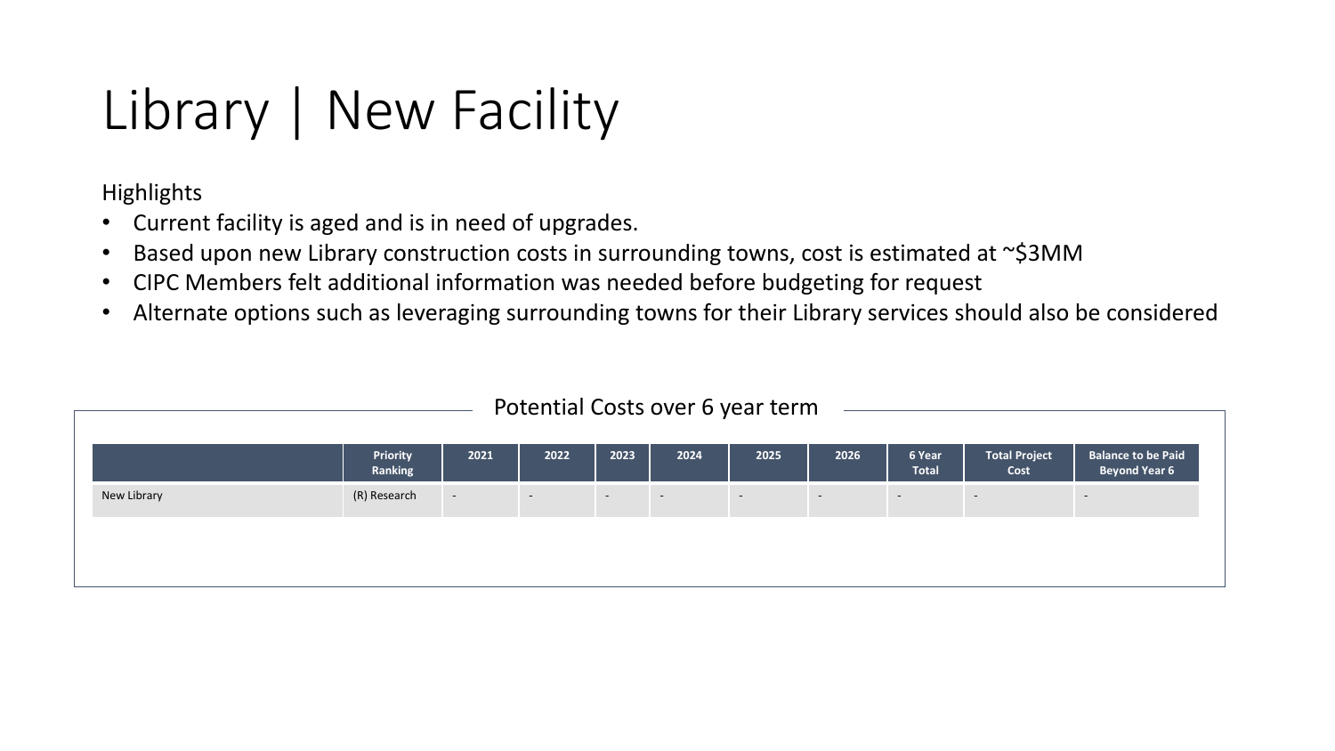# Library | New Facility

Highlights

- Current facility is aged and is in need of upgrades.
- Based upon new Library construction costs in surrounding towns, cost is estimated at ~$3MM
- CIPC Members felt additional information was needed before budgeting for request
- Alternate options such as leveraging surrounding towns for their Library services should also be considered

Potential Costs over 6 year term

| | Priority Ranking | 2021 | 2022 | 2023 | 2024 | 2025 | 2026 | 6 Year Total | Total Project Cost | Balance to be Paid Beyond Year 6 |
|---|---|---|---|---|---|---|---|---|---|---|
| New Library | (R) Research | - | - | - | - | - | - | - | - | - |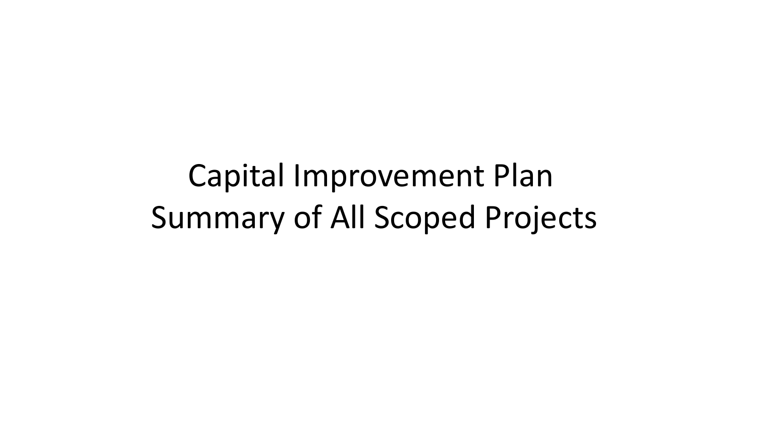# Capital Improvement Plan
# Summary of All Scoped Projects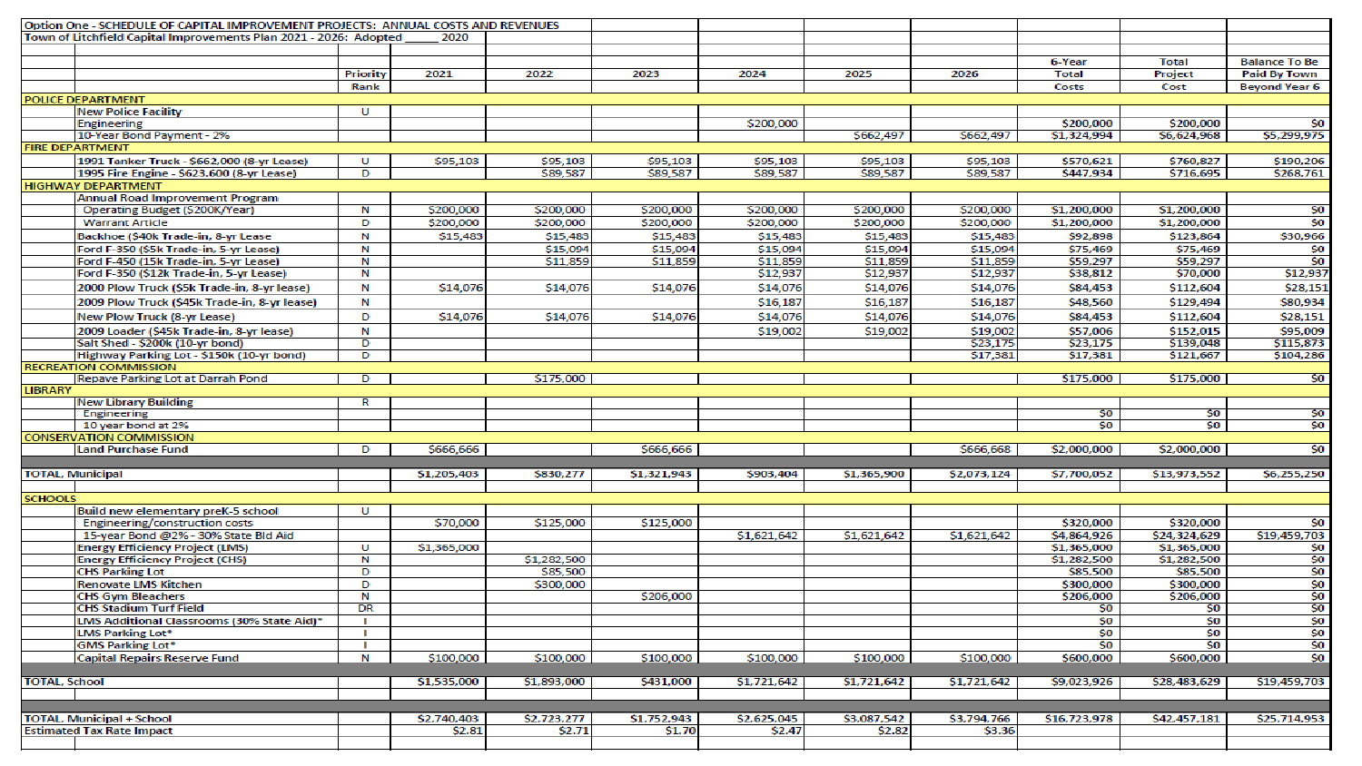Option One - SCHEDULE OF CAPITAL IMPROVEMENT PROJECTS: ANNUAL COSTS AND REVENUES

Town of Litchfield Capital Improvements Plan 2021 - 2026: Adopted _____ 2020

| | Priority Rank | 2021 | 2022 | 2023 | 2024 | 2025 | 2026 | 6-Year Total Costs | Total Project Cost | Balance To Be Paid By Town Beyond Year 6 |
|---|---|---|---|---|---|---|---|---|---|---|
| **POLICE DEPARTMENT** | | | | | | | | | | |
| New Police Facility | U | | | | | | | | | |
| Engineering | | | | | $200,000 | | | $200,000 | $200,000 | $0 |
| 10-Year Bond Payment - 2% | | | | | | $662,497 | $662,497 | $1,324,994 | $6,624,968 | $5,299,975 |
| **FIRE DEPARTMENT** | | | | | | | | | | |
| 1991 Tanker Truck - $662,000 (8-yr Lease) | U | $95,103 | $95,103 | $95,103 | $95,103 | $95,103 | $95,103 | $570,621 | $760,827 | $190,206 |
| 1995 Fire Engine - $623,600 (8-yr Lease) | D | | $89,587 | $89,587 | $89,587 | $89,587 | $89,587 | $447,934 | $716,695 | $268,761 |
| **HIGHWAY DEPARTMENT** | | | | | | | | | | |
| Annual Road Improvement Program | | | | | | | | | | |
| Operating Budget ($200K/Year) | N | $200,000 | $200,000 | $200,000 | $200,000 | $200,000 | $200,000 | $1,200,000 | $1,200,000 | $0 |
| Warrant Article | D | $200,000 | $200,000 | $200,000 | $200,000 | $200,000 | $200,000 | $1,200,000 | $1,200,000 | $0 |
| Backhoe ($40k Trade-in, 8-yr Lease | N | $15,483 | $15,483 | $15,483 | $15,483 | $15,483 | $15,483 | $92,898 | $123,864 | $30,966 |
| Ford F-350 ($5k Trade-in, 5-yr Lease) | N | | $15,094 | $15,094 | $15,094 | $15,094 | $15,094 | $75,469 | $75,469 | $0 |
| Ford F-450 (15k Trade-in, 5-yr Lease) | N | | $11,859 | $11,859 | $11,859 | $11,859 | $11,859 | $59,297 | $59,297 | $0 |
| Ford F-350 ($12k Trade-in, 5-yr Lease) | N | | | | $12,937 | $12,937 | $12,937 | $38,812 | $70,000 | $12,937 |
| 2000 Plow Truck ($5k Trade-in, 8-yr lease) | N | $14,076 | $14,076 | $14,076 | $14,076 | $14,076 | $14,076 | $84,453 | $112,604 | $28,151 |
| 2009 Plow Truck ($45k Trade-in, 8-yr lease) | N | | | | $16,187 | $16,187 | $16,187 | $48,560 | $129,494 | $80,934 |
| New Plow Truck (8-yr Lease) | D | $14,076 | $14,076 | $14,076 | $14,076 | $14,076 | $14,076 | $84,453 | $112,604 | $28,151 |
| 2009 Loader ($45k Trade-in, 8-yr lease) | N | | | | $19,002 | $19,002 | $19,002 | $57,006 | $152,015 | $95,009 |
| Salt Shed - $200k (10-yr bond) | D | | | | | | $23,175 | $23,175 | $139,048 | $115,873 |
| Highway Parking Lot - $150k (10-yr bond) | D | | | | | | $17,381 | $17,381 | $121,667 | $104,286 |
| **RECREATION COMMISSION** | | | | | | | | | | |
| Repave Parking Lot at Darrah Pond | D | | $175,000 | | | | | $175,000 | $175,000 | $0 |
| **LIBRARY** | | | | | | | | | | |
| New Library Building | R | | | | | | | | | |
| Engineering | | | | | | | | $0 | $0 | $0 |
| 10 year bond at 2% | | | | | | | | $0 | $0 | $0 |
| **CONSERVATION COMMISSION** | | | | | | | | | | |
| Land Purchase Fund | D | $666,666 | | $666,666 | | | $666,668 | $2,000,000 | $2,000,000 | $0 |
| **TOTAL, Municipal** | | $1,205,403 | $830,277 | $1,321,943 | $903,404 | $1,365,900 | $2,073,124 | $7,700,052 | $13,973,552 | $6,255,250 |
| **SCHOOLS** | | | | | | | | | | |
| Build new elementary preK-5 school | U | | | | | | | | | |
| Engineering/construction costs | | $70,000 | $125,000 | $125,000 | | | | $320,000 | $320,000 | $0 |
| 15-year Bond @2% - 30% State Bld Aid | | | | | $1,621,642 | $1,621,642 | $1,621,642 | $4,864,926 | $24,324,629 | $19,459,703 |
| Energy Efficiency Project (LMS) | U | $1,365,000 | | | | | | $1,365,000 | $1,365,000 | $0 |
| Energy Efficiency Project (CHS) | N | | $1,282,500 | | | | | $1,282,500 | $1,282,500 | $0 |
| CHS Parking Lot | D | | $85,500 | | | | | $85,500 | $85,500 | $0 |
| Renovate LMS Kitchen | D | | $300,000 | | | | | $300,000 | $300,000 | $0 |
| CHS Gym Bleachers | N | | | $206,000 | | | | $206,000 | $206,000 | $0 |
| CHS Stadium Turf Field | DR | | | | | | | $0 | $0 | $0 |
| LMS Additional Classrooms (30% State Aid)* | I | | | | | | | $0 | $0 | $0 |
| LMS Parking Lot* | I | | | | | | | $0 | $0 | $0 |
| GMS Parking Lot* | I | | | | | | | $0 | $0 | $0 |
| Capital Repairs Reserve Fund | N | $100,000 | $100,000 | $100,000 | $100,000 | $100,000 | $100,000 | $600,000 | $600,000 | $0 |
| **TOTAL, School** | | $1,535,000 | $1,893,000 | $431,000 | $1,721,642 | $1,721,642 | $1,721,642 | $9,023,926 | $28,483,629 | $19,459,703 |
| **TOTAL, Municipal + School** | | $2,740,403 | $2,723,277 | $1,752,943 | $2,625,045 | $3,087,542 | $3,794,766 | $16,723,978 | $42,457,181 | $25,714,953 |
| Estimated Tax Rate Impact | | $2.81 | $2.71 | $1.70 | $2.47 | $2.82 | $3.36 | | | |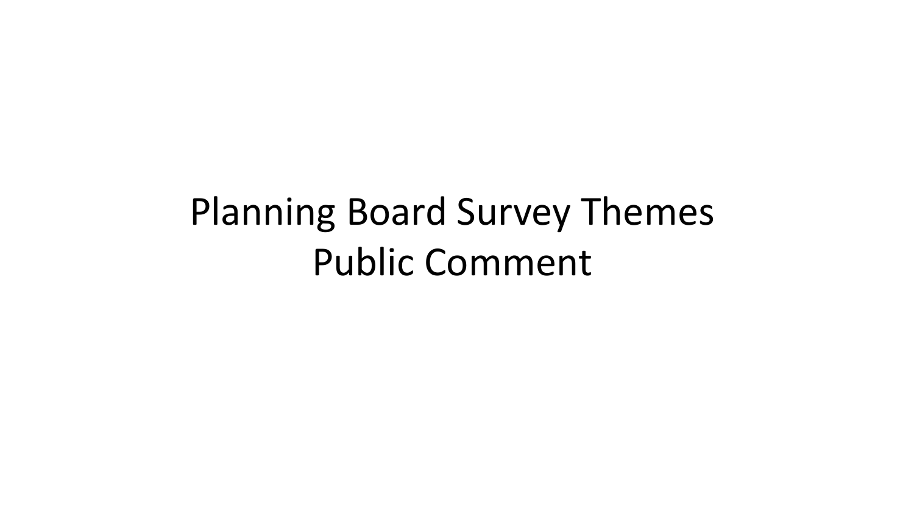# Planning Board Survey Themes
# Public Comment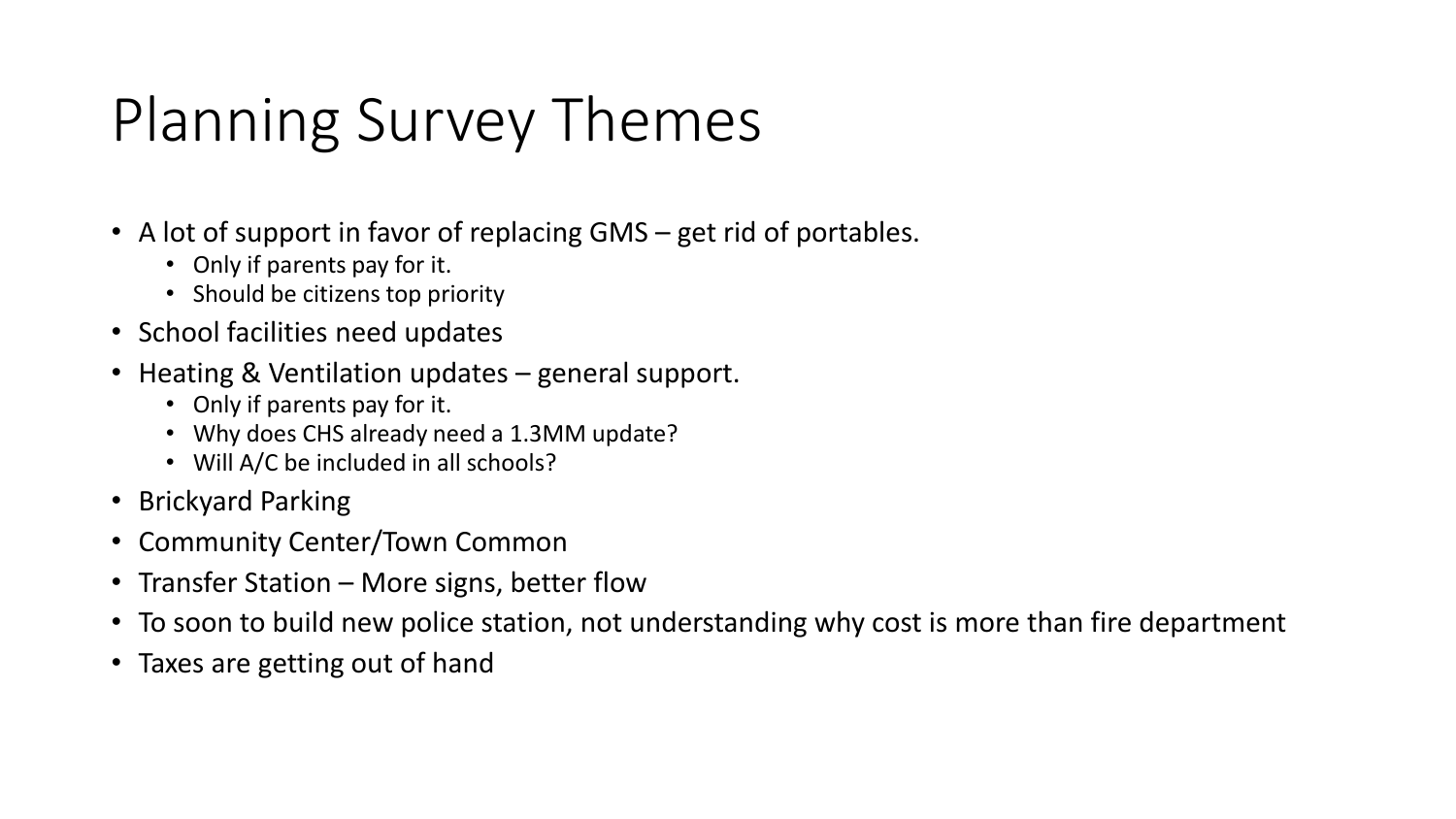# Planning Survey Themes

- A lot of support in favor of replacing GMS – get rid of portables.
  - Only if parents pay for it.
  - Should be citizens top priority
- School facilities need updates
- Heating & Ventilation updates – general support.
  - Only if parents pay for it.
  - Why does CHS already need a 1.3MM update?
  - Will A/C be included in all schools?
- Brickyard Parking
- Community Center/Town Common
- Transfer Station – More signs, better flow
- To soon to build new police station, not understanding why cost is more than fire department
- Taxes are getting out of hand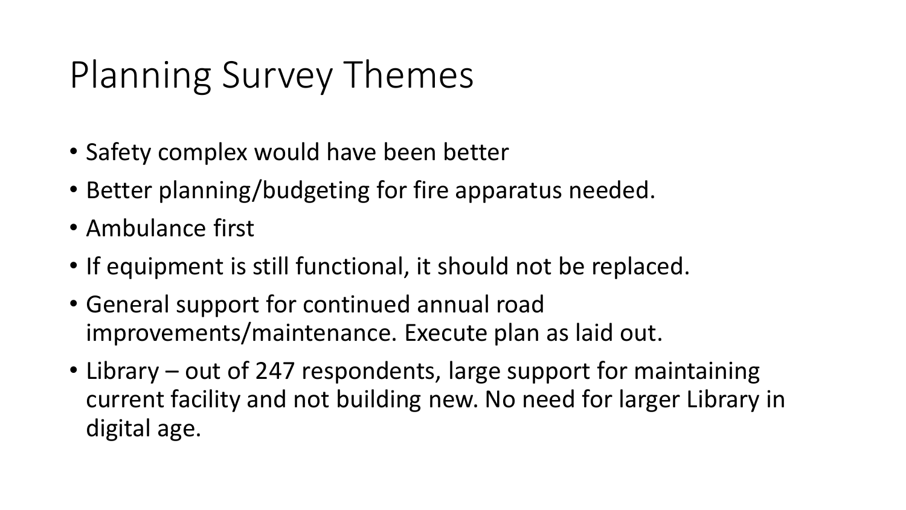# Planning Survey Themes

- Safety complex would have been better
- Better planning/budgeting for fire apparatus needed.
- Ambulance first
- If equipment is still functional, it should not be replaced.
- General support for continued annual road improvements/maintenance. Execute plan as laid out.
- Library – out of 247 respondents, large support for maintaining current facility and not building new. No need for larger Library in digital age.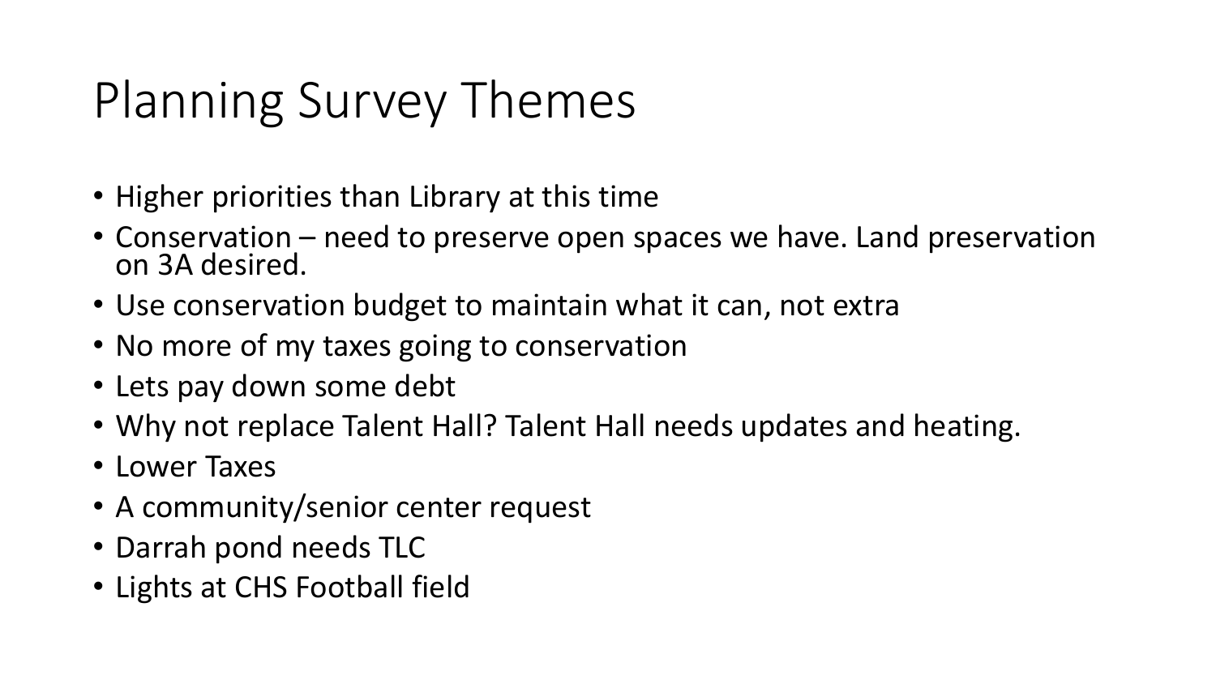# Planning Survey Themes

- Higher priorities than Library at this time
- Conservation – need to preserve open spaces we have. Land preservation on 3A desired.
- Use conservation budget to maintain what it can, not extra
- No more of my taxes going to conservation
- Lets pay down some debt
- Why not replace Talent Hall? Talent Hall needs updates and heating.
- Lower Taxes
- A community/senior center request
- Darrah pond needs TLC
- Lights at CHS Football field